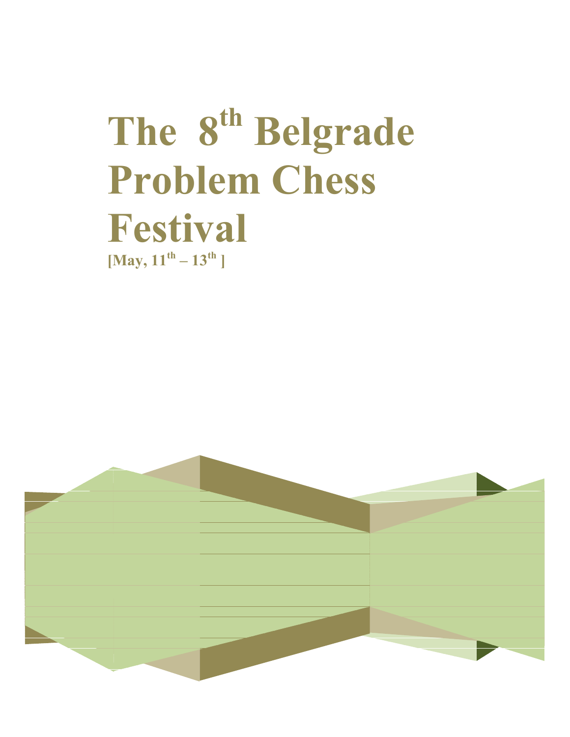# The 8th Belgrade Problem Chess Festival

**[May, 11th – 13th ]**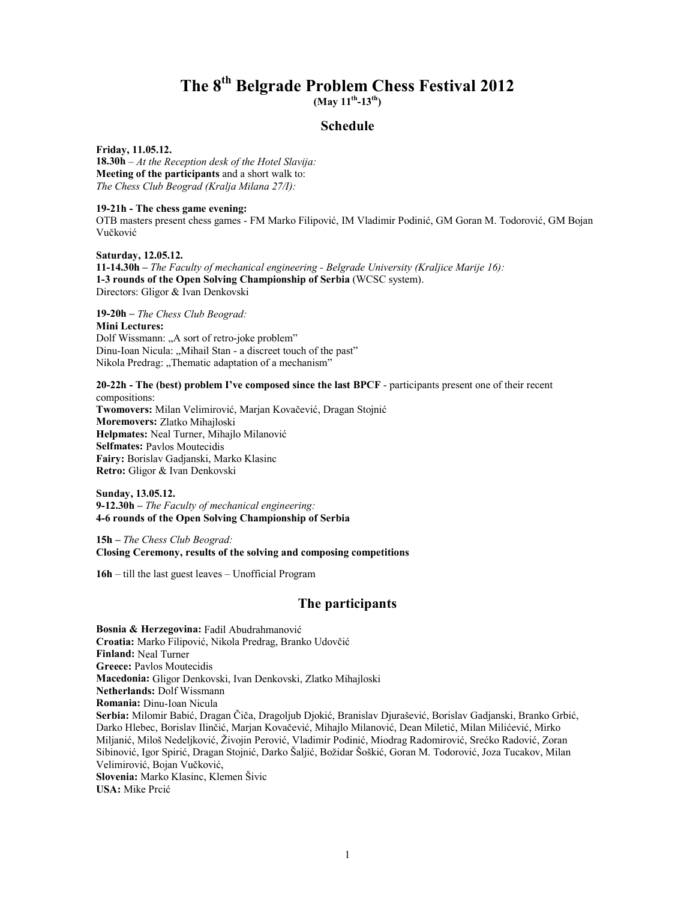# The 8th Belgrade Problem Chess Festival 2012

**(May 11th-13th)**

## Schedule

**Friday, 11.05.12.**
**18.30h** – *At the Reception desk of the Hotel Slavija:*
**Meeting of the participants** and a short walk to:
*The Chess Club Beograd (Kralja Milana 27/I):*

**19-21h - The chess game evening:**
OTB masters present chess games - FM Marko Filipović, IM Vladimir Podinić, GM Goran M. Todorović, GM Bojan Vučković

**Saturday, 12.05.12.**
**11-14.30h –** *The Faculty of mechanical engineering - Belgrade University (Kraljice Marije 16):*
**1-3 rounds of the Open Solving Championship of Serbia** (WCSC system).
Directors: Gligor & Ivan Denkovski

**19-20h –** *The Chess Club Beograd:*
**Mini Lectures:**
Dolf Wissmann: „A sort of retro-joke problem"
Dinu-Ioan Nicula: „Mihail Stan - a discreet touch of the past"
Nikola Predrag: „Thematic adaptation of a mechanism"

**20-22h - The (best) problem I've composed since the last BPCF** - participants present one of their recent compositions:
**Twomovers:** Milan Velimirović, Marjan Kovačević, Dragan Stojnić
**Moremovers:** Zlatko Mihajloski
**Helpmates:** Neal Turner, Mihajlo Milanović
**Selfmates:** Pavlos Moutecidis
**Fairy:** Borislav Gadjanski, Marko Klasinc
**Retro:** Gligor & Ivan Denkovski

**Sunday, 13.05.12.**
**9-12.30h –** *The Faculty of mechanical engineering:*
**4-6 rounds of the Open Solving Championship of Serbia**

**15h –** *The Chess Club Beograd:*
**Closing Ceremony, results of the solving and composing competitions**

**16h** – till the last guest leaves – Unofficial Program

## The participants

**Bosnia & Herzegovina:** Fadil Abudrahmanović
**Croatia:** Marko Filipović, Nikola Predrag, Branko Udovčić
**Finland:** Neal Turner
**Greece:** Pavlos Moutecidis
**Macedonia:** Gligor Denkovski, Ivan Denkovski, Zlatko Mihajloski
**Netherlands:** Dolf Wissmann
**Romania:** Dinu-Ioan Nicula
**Serbia:** Milomir Babić, Dragan Čiča, Dragoljub Djokić, Branislav Djurašević, Borislav Gadjanski, Branko Grbić, Darko Hlebec, Borislav Ilinčić, Marjan Kovačević, Mihajlo Milanović, Dean Miletić, Milan Milićević, Mirko Miljanić, Miloš Nedeljković, Živojin Perović, Vladimir Podinić, Miodrag Radomirović, Srećko Radović, Zoran Sibinović, Igor Spirić, Dragan Stojnić, Darko Šaljić, Božidar Šoškić, Goran M. Todorović, Joza Tucakov, Milan Velimirović, Bojan Vučković,
**Slovenia:** Marko Klasinc, Klemen Šivic
**USA:** Mike Prcić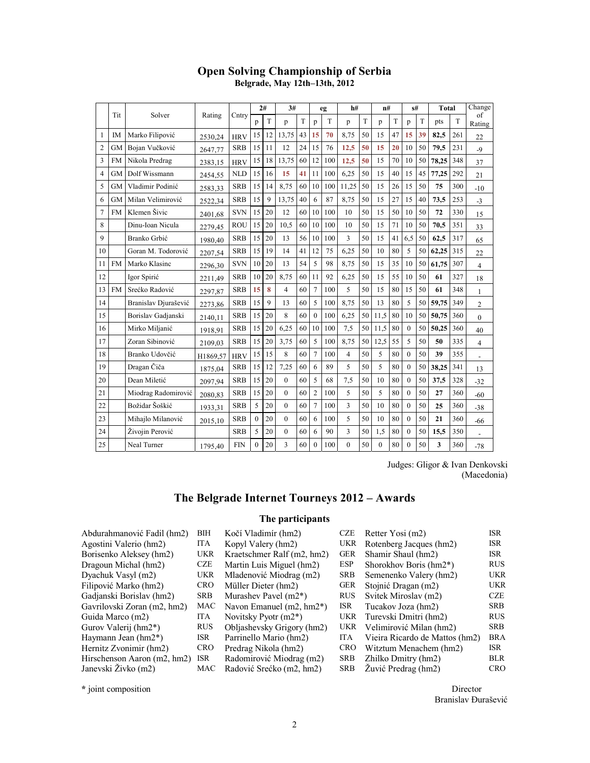## Open Solving Championship of Serbia

**Belgrade, May 12th–13th, 2012**

| | Tit | Solver | Rating | Cntry | 2# | | 3# | | eg | | h# | | n# | | s# | | Total | | Change of Rating |
|---|---|---|---|---|---|---|---|---|---|---|---|---|---|---|---|---|---|---|---|
| | | | | | p | T | p | T | p | T | p | T | p | T | p | T | pts | T | |
| 1 | IM | Marko Filipović | 2530,24 | HRV | 15 | 12 | 13,75 | 43 | **15** | **70** | 8,75 | 50 | 15 | 47 | **15** | **39** | **82,5** | 261 | 22 |
| 2 | GM | Bojan Vučković | 2647,77 | SRB | 15 | 11 | 12 | 24 | 15 | 76 | **12,5** | **50** | **15** | **20** | 10 | 50 | **79,5** | 231 | -9 |
| 3 | FM | Nikola Predrag | 2383,15 | HRV | 15 | 18 | 13,75 | 60 | 12 | 100 | **12,5** | **50** | 15 | 70 | 10 | 50 | **78,25** | 348 | 37 |
| 4 | GM | Dolf Wissmann | 2454,55 | NLD | 15 | 16 | **15** | **41** | 11 | 100 | 6,25 | 50 | 15 | 40 | 15 | 45 | **77,25** | 292 | 21 |
| 5 | GM | Vladimir Podinić | 2583,33 | SRB | 15 | 14 | 8,75 | 60 | 10 | 100 | 11,25 | 50 | 15 | 26 | 15 | 50 | **75** | 300 | -10 |
| 6 | GM | Milan Velimirović | 2522,34 | SRB | 15 | 9 | 13,75 | 40 | 6 | 87 | 8,75 | 50 | 15 | 27 | 15 | 40 | **73,5** | 253 | -3 |
| 7 | FM | Klemen Šivic | 2401,68 | SVN | 15 | 20 | 12 | 60 | 10 | 100 | 10 | 50 | 15 | 50 | 10 | 50 | **72** | 330 | 15 |
| 8 | | Dinu-Ioan Nicula | 2279,45 | ROU | 15 | 20 | 10,5 | 60 | 10 | 100 | 10 | 50 | 15 | 71 | 10 | 50 | **70,5** | 351 | 33 |
| 9 | | Branko Grbić | 1980,40 | SRB | 15 | 20 | 13 | 56 | 10 | 100 | 3 | 50 | 15 | 41 | 6,5 | 50 | **62,5** | 317 | 65 |
| 10 | | Goran M. Todorović | 2207,54 | SRB | 15 | 19 | 14 | 41 | 12 | 75 | 6,25 | 50 | 10 | 80 | 5 | 50 | **62,25** | 315 | 22 |
| 11 | FM | Marko Klasinc | 2296,30 | SVN | 10 | 20 | 13 | 54 | 5 | 98 | 8,75 | 50 | 15 | 35 | 10 | 50 | **61,75** | 307 | 4 |
| 12 | | Igor Spirić | 2211,49 | SRB | 10 | 20 | 8,75 | 60 | 11 | 92 | 6,25 | 50 | 15 | 55 | 10 | 50 | **61** | 327 | 18 |
| 13 | FM | Srećko Radović | 2297,87 | SRB | **15** | **8** | 4 | 60 | 7 | 100 | 5 | 50 | 15 | 80 | 15 | 50 | **61** | 348 | 1 |
| 14 | | Branislav Djurašević | 2273,86 | SRB | 15 | 9 | 13 | 60 | 5 | 100 | 8,75 | 50 | 13 | 80 | 5 | 50 | **59,75** | 349 | 2 |
| 15 | | Borislav Gadjanski | 2140,11 | SRB | 15 | 20 | 8 | 60 | 0 | 100 | 6,25 | 50 | 11,5 | 80 | 10 | 50 | **50,75** | 360 | 0 |
| 16 | | Mirko Miljanić | 1918,91 | SRB | 15 | 20 | 6,25 | 60 | 10 | 100 | 7,5 | 50 | 11,5 | 80 | 0 | 50 | **50,25** | 360 | 40 |
| 17 | | Zoran Sibinović | 2109,03 | SRB | 15 | 20 | 3,75 | 60 | 5 | 100 | 8,75 | 50 | 12,5 | 55 | 5 | 50 | **50** | 335 | 4 |
| 18 | | Branko Udovčić | H1869,57 | HRV | 15 | 15 | 8 | 60 | 7 | 100 | 4 | 50 | 5 | 80 | 0 | 50 | **39** | 355 | - |
| 19 | | Dragan Čiča | 1875,04 | SRB | 15 | 12 | 7,25 | 60 | 6 | 89 | 5 | 50 | 5 | 80 | 0 | 50 | **38,25** | 341 | 13 |
| 20 | | Dean Miletić | 2097,94 | SRB | 15 | 20 | 0 | 60 | 5 | 68 | 7,5 | 50 | 10 | 80 | 0 | 50 | **37,5** | 328 | -32 |
| 21 | | Miodrag Radomirović | 2080,83 | SRB | 15 | 20 | 0 | 60 | 2 | 100 | 5 | 50 | 5 | 80 | 0 | 50 | **27** | 360 | -60 |
| 22 | | Božidar Šoškić | 1933,31 | SRB | 5 | 20 | 0 | 60 | 7 | 100 | 3 | 50 | 10 | 80 | 0 | 50 | **25** | 360 | -38 |
| 23 | | Mihajlo Milanović | 2015,10 | SRB | 0 | 20 | 0 | 60 | 6 | 100 | 5 | 50 | 10 | 80 | 0 | 50 | **21** | 360 | -66 |
| 24 | | Živojin Perović | | SRB | 5 | 20 | 0 | 60 | 6 | 90 | 3 | 50 | 1,5 | 80 | 0 | 50 | **15,5** | 350 | - |
| 25 | | Neal Turner | 1795,40 | FIN | 0 | 20 | 3 | 60 | 0 | 100 | 0 | 50 | 0 | 80 | 0 | 50 | **3** | 360 | -78 |

Judges: Gligor & Ivan Denkovski (Macedonia)

## The Belgrade Internet Tourneys 2012 – Awards

### The participants

| | | | | | |
|---|---|---|---|---|---|
| Abdurahmanović Fadil (hm2) | BIH | Kočí Vladimír (hm2) | CZE | Retter Yosi (m2) | ISR |
| Agostini Valerio (hm2) | ITA | Kopyl Valery (hm2) | UKR | Rotenberg Jacques (hm2) | ISR |
| Borisenko Aleksey (hm2) | UKR | Kraetschmer Ralf (m2, hm2) | GER | Shamir Shaul (hm2) | ISR |
| Dragoun Michal (hm2) | CZE | Martin Luis Miguel (hm2) | ESP | Shorokhov Boris (hm2*) | RUS |
| Dyachuk Vasyl (m2) | UKR | Mladenović Miodrag (m2) | SRB | Semenenko Valery (hm2) | UKR |
| Filipović Marko (hm2) | CRO | Müller Dieter (hm2) | GER | Stojnić Dragan (m2) | UKR |
| Gadjanski Borislav (hm2) | SRB | Murashev Pavel (m2*) | RUS | Svitek Miroslav (m2) | CZE |
| Gavrilovski Zoran (m2, hm2) | MAC | Navon Emanuel (m2, hm2*) | ISR | Tucakov Joza (hm2) | SRB |
| Guida Marco (m2) | ITA | Novitsky Pyotr (m2*) | UKR | Turevski Dmitri (hm2) | RUS |
| Gurov Valerij (hm2*) | RUS | Obljashevsky Grigory (hm2) | UKR | Velimirović Milan (hm2) | SRB |
| Haymann Jean (hm2*) | ISR | Parrinello Mario (hm2) | ITA | Vieira Ricardo de Mattos (hm2) | BRA |
| Hernitz Zvonimir (hm2) | CRO | Predrag Nikola (hm2) | CRO | Witztum Menachem (hm2) | ISR |
| Hirschenson Aaron (m2, hm2) | ISR | Radomirović Miodrag (m2) | SRB | Zhilko Dmitry (hm2) | BLR |
| Janevski Živko (m2) | MAC | Radović Srećko (m2, hm2) | SRB | Žuvić Predrag (hm2) | CRO |

\* joint composition

Director
Branislav Đurašević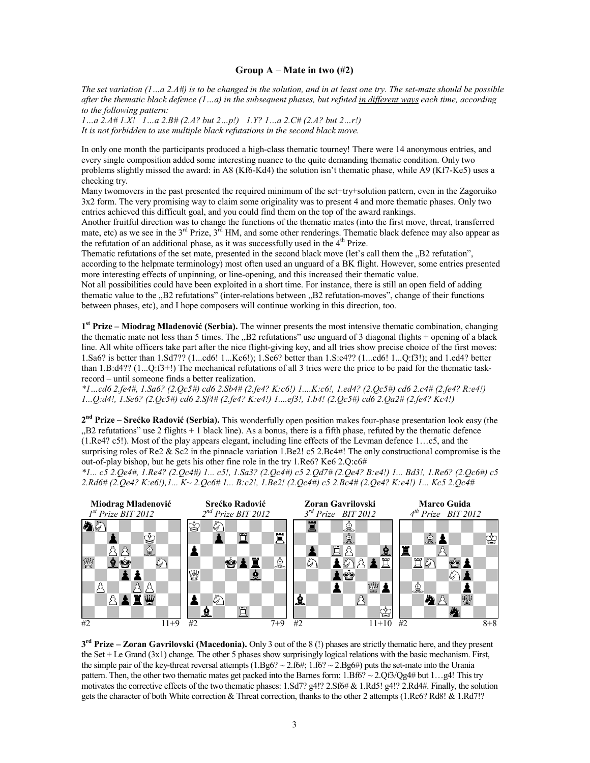### Group A – Mate in two (#2)

*The set variation (1…a 2.A#) is to be changed in the solution, and in at least one try. The set-mate should be possible after the thematic black defence (1…a) in the subsequent phases, but refuted in different ways each time, according to the following pattern:*

*1…a 2.A# 1.X! 1…a 2.B# (2.A? but 2…p!) 1.Y? 1…a 2.C# (2.A? but 2…r!)*

*It is not forbidden to use multiple black refutations in the second black move.*

In only one month the participants produced a high-class thematic tourney! There were 14 anonymous entries, and every single composition added some interesting nuance to the quite demanding thematic condition. Only two problems slightly missed the award: in A8 (Kf6-Kd4) the solution isn't thematic phase, while A9 (Kf7-Ke5) uses a checking try.

Many twomovers in the past presented the required minimum of the set+try+solution pattern, even in the Zagoruiko 3x2 form. The very promising way to claim some originality was to present 4 and more thematic phases. Only two entries achieved this difficult goal, and you could find them on the top of the award rankings.

Another fruitful direction was to change the functions of the thematic mates (into the first move, threat, transferred mate, etc) as we see in the 3[rd] Prize, 3[rd] HM, and some other renderings. Thematic black defence may also appear as the refutation of an additional phase, as it was successfully used in the 4[th] Prize.

Thematic refutations of the set mate, presented in the second black move (let's call them the „B2 refutation", according to the helpmate terminology) most often used an unguard of a BK flight. However, some entries presented more interesting effects of unpinning, or line-opening, and this increased their thematic value.

Not all possibilities could have been exploited in a short time. For instance, there is still an open field of adding thematic value to the „B2 refutations" (inter-relations between „B2 refutation-moves", change of their functions between phases, etc), and I hope composers will continue working in this direction, too.

**1[st] Prize – Miodrag Mladenović (Serbia).** The winner presents the most intensive thematic combination, changing the thematic mate not less than 5 times. The „B2 refutations" use unguard of 3 diagonal flights + opening of a black line. All white officers take part after the nice flight-giving key, and all tries show precise choice of the first moves: 1.Sa6? is better than 1.Sd7?? (1...cd6! 1...Kc6!); 1.Se6? better than 1.S:e4?? (1...cd6! 1...Q:f3!); and 1.ed4? better than 1.B:d4?? (1...Q:f3+!) The mechanical refutations of all 3 tries were the price to be paid for the thematic task-record – until someone finds a better realization.

*\*1…cd6 2.fe4#, 1.Sa6? (2.Qc5#) cd6 2.Sb4# (2.fe4? K:c6!) 1....K:c6!, 1.ed4? (2.Qc5#) cd6 2.c4# (2.fe4? R:e4!) 1...Q:d4!, 1.Se6? (2.Qc5#) cd6 2.Sf4# (2.fe4? K:e4!) 1....ef3!, 1.b4! (2.Qc5#) cd6 2.Qa2# (2.fe4? Kc4!)*

**2[nd] Prize – Srećko Radović (Serbia).** This wonderfully open position makes four-phase presentation look easy (the „B2 refutations" use 2 flights + 1 black line). As a bonus, there is a fifth phase, refuted by the thematic defence (1.Re4? c5!). Most of the play appears elegant, including line effects of the Levman defence 1…c5, and the surprising roles of Re2 & Sc2 in the pinnacle variation 1.Be2! c5 2.Bc4#! The only constructional compromise is the out-of-play bishop, but he gets his other fine role in the try 1.Re6? Ke6 2.Q:c6#

*\*1... c5 2.Qe4#, 1.Re4? (2.Qc4#) 1... c5!, 1.Sa3? (2.Qc4#) c5 2.Qd7# (2.Qe4? B:e4!) 1... Bd3!, 1.Re6? (2.Qc6#) c5 2.Rd6# (2.Qe4? K:e6!),1... K~ 2.Qc6# 1... B:c2!, 1.Be2! (2.Qc4#) c5 2.Bc4# (2.Qe4? K:e4!) 1... Kc5 2.Qc4#*

**Miodrag Mladenović**
*1[st] Prize BIT 2012*
#2 11+9

**Srećko Radović**
*2[nd] Prize BIT 2012*
#2 7+9

**Zoran Gavrilovski**
*3[rd] Prize BIT 2012*
#2 11+10

**Marco Guida**
*4[th] Prize BIT 2012*
#2 8+8

**3[rd] Prize – Zoran Gavrilovski (Macedonia).** Only 3 out of the 8 (!) phases are strictly thematic here, and they present the Set + Le Grand (3x1) change. The other 5 phases show surprisingly logical relations with the basic mechanism. First, the simple pair of the key-threat reversal attempts (1.Bg6? ~ 2.f6#; 1.f6? ~ 2.Bg6#) puts the set-mate into the Urania pattern. Then, the other two thematic mates get packed into the Barnes form: 1.Bf6? ~ 2.Qf3/Qg4# but 1…g4! This try motivates the corrective effects of the two thematic phases: 1.Sd7? g4!? 2.Sf6# & 1.Rd5! g4!? 2.Rd4#. Finally, the solution gets the character of both White correction & Threat correction, thanks to the other 2 attempts (1.Rc6? Rd8! & 1.Rd7!?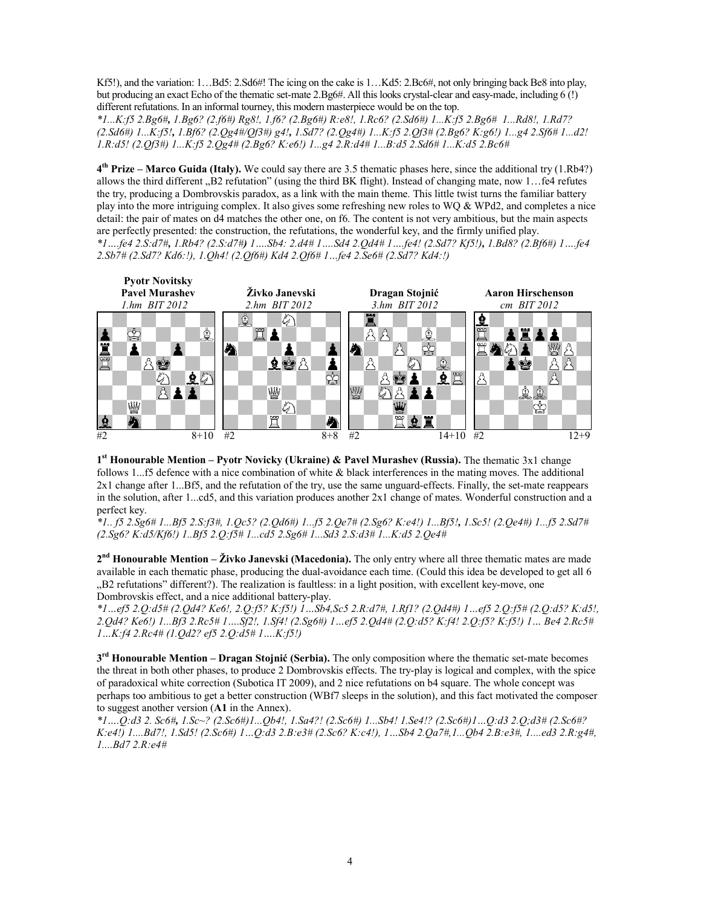Kf5!), and the variation: 1…Bd5: 2.Sd6#! The icing on the cake is 1…Kd5: 2.Bc6#, not only bringing back Be8 into play, but producing an exact Echo of the thematic set-mate 2.Bg6#. All this looks crystal-clear and easy-made, including 6 (!) different refutations. In an informal tourney, this modern masterpiece would be on the top.

*\*1...K:f5 2.Bg6#, 1.Bg6? (2.f6#) Rg8!, 1.f6? (2.Bg6#) R:e8!, 1.Rc6? (2.Sd6#) 1...K:f5 2.Bg6# 1...Rd8!, 1.Rd7? (2.Sd6#) 1...K:f5!, 1.Bf6? (2.Qg4#/Qf3#) g4!, 1.Sd7? (2.Qg4#) 1...K:f5 2.Qf3# (2.Bg6? K:g6!) 1...g4 2.Sf6# 1...d2! 1.R:d5! (2.Qf3#) 1...K:f5 2.Qg4# (2.Bg6? K:e6!) 1...g4 2.R:d4# 1...B:d5 2.Sd6# 1...K:d5 2.Bc6#*

**4th Prize – Marco Guida (Italy).** We could say there are 3.5 thematic phases here, since the additional try (1.Rb4?) allows the third different „B2 refutation" (using the third BK flight). Instead of changing mate, now 1…fe4 refutes the try, producing a Dombrovskis paradox, as a link with the main theme. This little twist turns the familiar battery play into the more intriguing complex. It also gives some refreshing new roles to WQ & WPd2, and completes a nice detail: the pair of mates on d4 matches the other one, on f6. The content is not very ambitious, but the main aspects are perfectly presented: the construction, the refutations, the wonderful key, and the firmly unified play.

*\*1….fe4 2.S:d7#, 1.Rb4? (2.S:d7#) 1….Sb4: 2.d4# 1….Sd4 2.Qd4# 1….fe4! (2.Sd7? Kf5!), 1.Bd8? (2.Bf6#) 1….fe4 2.Sb7# (2.Sd7? Kd6:!), 1.Qh4! (2.Qf6#) Kd4 2.Qf6# 1…fe4 2.Se6# (2.Sd7? Kd4:!)*

| Pyotr Novitsky, Pavel Murashev | Živko Janevski | Dragan Stojnić | Aaron Hirschenson |
|---|---|---|---|
| *1.hm BIT 2012* | *2.hm BIT 2012* | *3.hm BIT 2012* | *cm BIT 2012* |
| #2 8+10 | #2 8+8 | #2 14+10 | #2 12+9 |

**1st Honourable Mention – Pyotr Novicky (Ukraine) & Pavel Murashev (Russia).** The thematic 3x1 change follows 1...f5 defence with a nice combination of white & black interferences in the mating moves. The additional 2x1 change after 1...Bf5, and the refutation of the try, use the same unguard-effects. Finally, the set-mate reappears in the solution, after 1...cd5, and this variation produces another 2x1 change of mates. Wonderful construction and a perfect key.

*\*1.. f5 2.Sg6# 1...Bf5 2.S:f3#, 1.Qc5? (2.Qd6#) 1...f5 2.Qe7# (2.Sg6? K:e4!) 1...Bf5!, 1.Sc5! (2.Qe4#) 1...f5 2.Sd7# (2.Sg6? K:d5/Kf6!) 1..Bf5 2.Q:f5# 1...cd5 2.Sg6# 1...Sd3 2.S:d3# 1...K:d5 2.Qe4#*

**2nd Honourable Mention – Živko Janevski (Macedonia).** The only entry where all three thematic mates are made available in each thematic phase, producing the dual-avoidance each time. (Could this idea be developed to get all 6 „B2 refutations" different?). The realization is faultless: in a light position, with excellent key-move, one Dombrovskis effect, and a nice additional battery-play.

*\*1…ef5 2.Q:d5# (2.Qd4? Ke6!, 2.Q:f5? K:f5!) 1…Sb4,Sc5 2.R:d7#, 1.Rf1? (2.Qd4#) 1…ef5 2.Q:f5# (2.Q:d5? K:d5!, 2.Qd4? Ke6!) 1...Bf3 2.Rc5# 1….Sf2!, 1.Sf4! (2.Sg6#) 1…ef5 2.Qd4# (2.Q:d5? K:f4! 2.Q:f5? K:f5!) 1… Be4 2.Rc5# 1…K:f4 2.Rc4# (1.Qd2? ef5 2.Q:d5# 1….K:f5!)*

**3rd Honourable Mention – Dragan Stojnić (Serbia).** The only composition where the thematic set-mate becomes the threat in both other phases, to produce 2 Dombrovskis effects. The try-play is logical and complex, with the spice of paradoxical white correction (Subotica IT 2009), and 2 nice refutations on b4 square. The whole concept was perhaps too ambitious to get a better construction (WBf7 sleeps in the solution), and this fact motivated the composer to suggest another version (**A1** in the Annex).

*\*1….Q:d3 2. Sc6#, 1.Sc~? (2.Sc6#)1...Qb4!, 1.Sa4?! (2.Sc6#) 1...Sb4! 1.Se4!? (2.Sc6#)1…Q:d3 2.Q;d3# (2.Sc6#? K:e4!) 1....Bd7!, 1.Sd5! (2.Sc6#) 1…Q:d3 2.B:e3# (2.Sc6? K:c4!), 1…Sb4 2.Qa7#,1...Qb4 2.B:e3#, 1....ed3 2.R:g4#, 1....Bd7 2.R:e4#*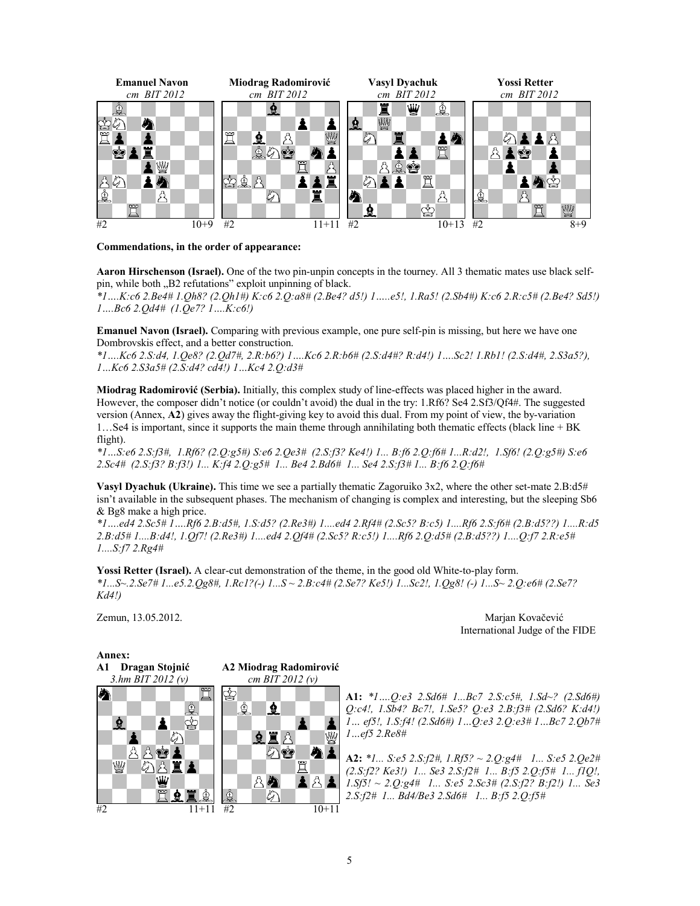**Emanuel Navon**
*cm BIT 2012*

#2 10+9

**Miodrag Radomirović**
*cm BIT 2012*

#2 11+11

**Vasyl Dyachuk**
*cm BIT 2012*

#2 10+13

**Yossi Retter**
*cm BIT 2012*

#2 8+9

**Commendations, in the order of appearance:**

**Aaron Hirschenson (Israel).** One of the two pin-unpin concepts in the tourney. All 3 thematic mates use black self-pin, while both „B2 refutations" exploit unpinning of black.

*\*1….K:c6 2.Be4# 1.Qh8? (2.Qh1#) K:c6 2.Q:a8# (2.Be4? d5!) 1…..e5!, 1.Ra5! (2.Sb4#) K:c6 2.R:c5# (2.Be4? Sd5!) 1….Bc6 2.Qd4# (1.Qe7? 1….K:c6!)*

**Emanuel Navon (Israel).** Comparing with previous example, one pure self-pin is missing, but here we have one Dombrovskis effect, and a better construction.

*\*1….Kc6 2.S:d4, 1.Qe8? (2.Qd7#, 2.R:b6?) 1….Kc6 2.R:b6# (2.S:d4#? R:d4!) 1….Sc2! 1.Rb1! (2.S:d4#, 2.S3a5?), 1…Kc6 2.S3a5# (2.S:d4? cd4!) 1…Kc4 2.Q:d3#*

**Miodrag Radomirović (Serbia).** Initially, this complex study of line-effects was placed higher in the award. However, the composer didn't notice (or couldn't avoid) the dual in the try: 1.Rf6? Se4 2.Sf3/Qf4#. The suggested version (Annex, **A2**) gives away the flight-giving key to avoid this dual. From my point of view, the by-variation 1…Se4 is important, since it supports the main theme through annihilating both thematic effects (black line + BK flight).

*\*1…S:e6 2.S:f3#, 1.Rf6? (2.Q:g5#) S:e6 2.Qe3# (2.S:f3? Ke4!) 1... B:f6 2.Q:f6# 1...R:d2!, 1.Sf6! (2.Q:g5#) S:e6 2.Sc4# (2.S:f3? B:f3!) 1... K:f4 2.Q:g5# 1... Be4 2.Bd6# 1... Se4 2.S:f3# 1... B:f6 2.Q:f6#*

**Vasyl Dyachuk (Ukraine).** This time we see a partially thematic Zagoruiko 3x2, where the other set-mate 2.B:d5# isn't available in the subsequent phases. The mechanism of changing is complex and interesting, but the sleeping Sb6 & Bg8 make a high price.

*\*1….ed4 2.Sc5# 1….Rf6 2.B:d5#, 1.S:d5? (2.Re3#) 1....ed4 2.Rf4# (2.Sc5? B:c5) 1....Rf6 2.S:f6# (2.B:d5??) 1....R:d5 2.B:d5# 1....B:d4!, 1.Qf7! (2.Re3#) 1....ed4 2.Qf4# (2.Sc5? R:c5!) 1....Rf6 2.Q:d5# (2.B:d5??) 1....Q:f7 2.R:e5# 1....S:f7 2.Rg4#*

**Yossi Retter (Israel).** A clear-cut demonstration of the theme, in the good old White-to-play form.

*\*1...S~.2.Se7# 1...e5.2.Qg8#, 1.Rc1?(-) 1...S ~ 2.B:c4# (2.Se7? Ke5!) 1...Sc2!, 1.Qg8! (-) 1...S~ 2.Q:e6# (2.Se7? Kd4!)*

Zemun, 13.05.2012.

Marjan Kovačević
International Judge of the FIDE

**Annex:**

**A1 Dragan Stojnić**
*3.hm BIT 2012 (v)*

#2 11+11

**A2 Miodrag Radomirović**
*cm BIT 2012 (v)*

#2 10+11

**A1:** *\*1….Q:e3 2.Sd6# 1...Bc7 2.S:c5#, 1.Sd~? (2.Sd6#) Q:c4!, 1.Sb4? Bc7!, 1.Se5? Q:e3 2.B:f3# (2.Sd6? K:d4!) 1… ef5!, 1.S:f4! (2.Sd6#) 1…Q:e3 2.Q:e3# 1…Bc7 2.Qb7# 1…ef5 2.Re8#*

**A2:** *\*1... S:e5 2.S:f2#, 1.Rf5? ~ 2.Q:g4# 1... S:e5 2.Qe2# (2.S:f2? Ke3!) 1... Se3 2.S:f2# 1... B:f5 2.Q:f5# 1... f1Q!, 1.Sf5! ~ 2.Q:g4# 1... S:e5 2.Sc3# (2.S:f2? B:f2!) 1... Se3 2.S:f2# 1... Bd4/Be3 2.Sd6# 1... B:f5 2.Q:f5#*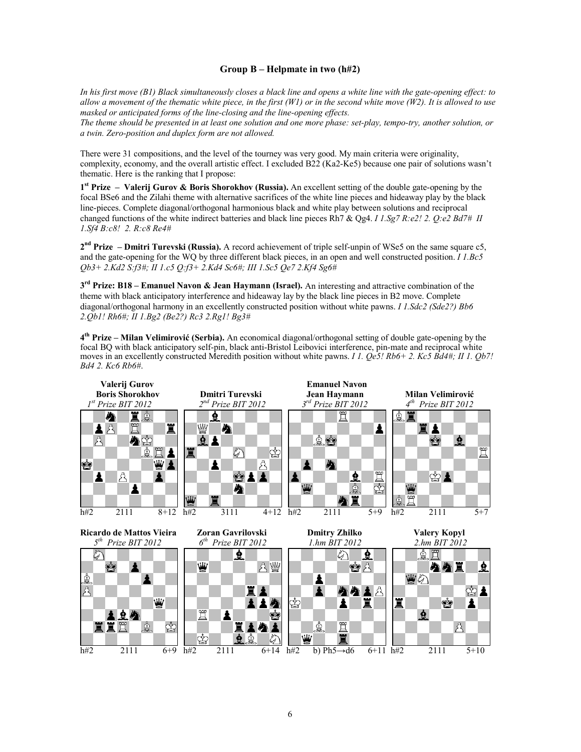## Group B – Helpmate in two (h#2)

*In his first move (B1) Black simultaneously closes a black line and opens a white line with the gate-opening effect: to allow a movement of the thematic white piece, in the first (W1) or in the second white move (W2). It is allowed to use masked or anticipated forms of the line-closing and the line-opening effects.*
*The theme should be presented in at least one solution and one more phase: set-play, tempo-try, another solution, or a twin. Zero-position and duplex form are not allowed.*

There were 31 compositions, and the level of the tourney was very good. My main criteria were originality, complexity, economy, and the overall artistic effect. I excluded B22 (Ka2-Ke5) because one pair of solutions wasn't thematic. Here is the ranking that I propose:

**1st Prize – Valerij Gurov & Boris Shorokhov (Russia).** An excellent setting of the double gate-opening by the focal BSe6 and the Zilahi theme with alternative sacrifices of the white line pieces and hideaway play by the black line-pieces. Complete diagonal/orthogonal harmonious black and white play between solutions and reciprocal changed functions of the white indirect batteries and black line pieces Rh7 & Qg4. *I 1.Sg7 R:e2! 2. Q:e2 Bd7# II 1.Sf4 B:c8! 2. R:c8 Re4#*

**2nd Prize – Dmitri Turevski (Russia).** A record achievement of triple self-unpin of WSe5 on the same square c5, and the gate-opening for the WQ by three different black pieces, in an open and well constructed position. *I 1.Bc5 Qb3+ 2.Kd2 S:f3#; II 1.c5 Q:f3+ 2.Kd4 Sc6#; III 1.Sc5 Qe7 2.Kf4 Sg6#*

**3rd Prize: B18 – Emanuel Navon & Jean Haymann (Israel).** An interesting and attractive combination of the theme with black anticipatory interference and hideaway lay by the black line pieces in B2 move. Complete diagonal/orthogonal harmony in an excellently constructed position without white pawns. *I 1.Sdc2 (Sde2?) Bb6 2.Qb1! Rh6#; II 1.Bg2 (Be2?) Rc3 2.Rg1! Bg3#*

**4th Prize – Milan Velimirović (Serbia).** An economical diagonal/orthogonal setting of double gate-opening by the focal BQ with black anticipatory self-pin, black anti-Bristol Leibovici interference, pin-mate and reciprocal white moves in an excellently constructed Meredith position without white pawns. *I 1. Qe5! Rb6+ 2. Kc5 Bd4#; II 1. Qb7! Bd4 2. Kc6 Rb6#.*

**Valerij Gurov, Boris Shorokhov**
*1st Prize BIT 2012*
h#2 2111 8+12

**Dmitri Turevski**
*2nd Prize BIT 2012*
h#2 3111 4+12

**Emanuel Navon, Jean Haymann**
*3rd Prize BIT 2012*
h#2 2111 5+9

**Milan Velimirović**
*4th Prize BIT 2012*
h#2 2111 5+7

**Ricardo de Mattos Vieira**
*5th Prize BIT 2012*
h#2 2111 6+9

**Zoran Gavrilovski**
*6th Prize BIT 2012*
h#2 2111 6+14

**Dmitry Zhilko**
*1.hm BIT 2012*
h#2 b) Ph5→d6 6+11

**Valery Kopyl**
*2.hm BIT 2012*
h#2 2111 5+10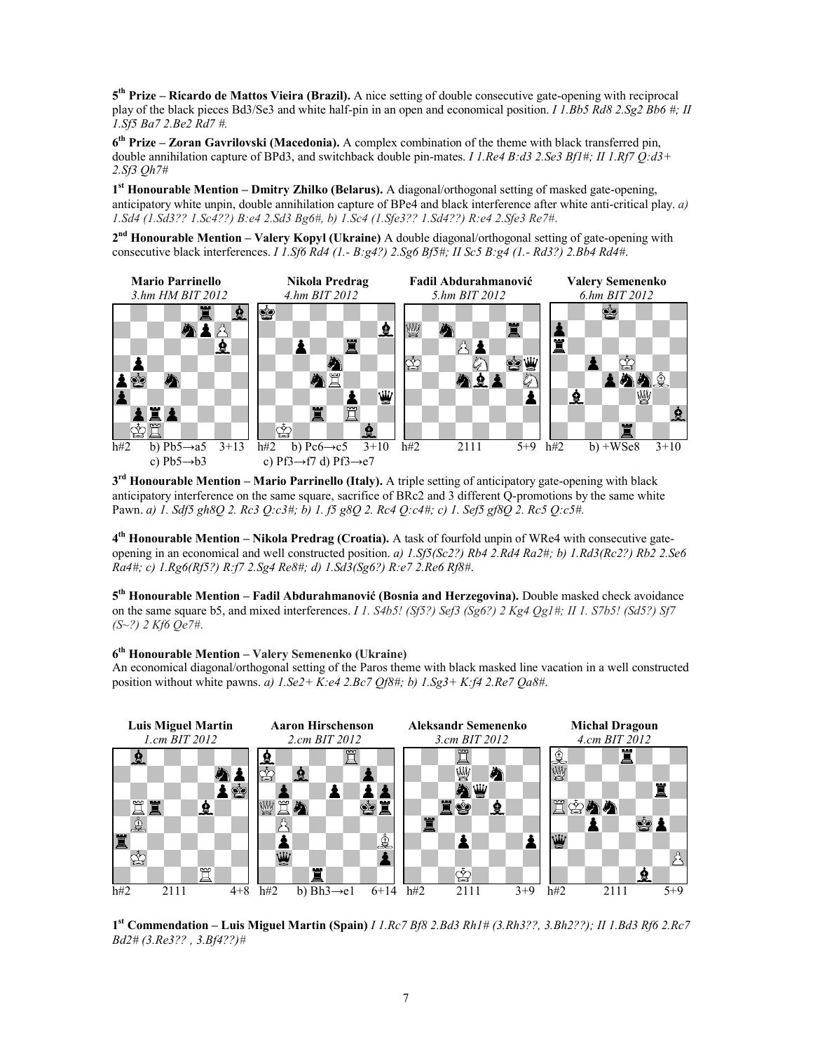**5th Prize – Ricardo de Mattos Vieira (Brazil).** A nice setting of double consecutive gate-opening with reciprocal play of the black pieces Bd3/Se3 and white half-pin in an open and economical position. *I 1.Bb5 Rd8 2.Sg2 Bb6 #; II 1.Sf5 Ba7 2.Be2 Rd7 #.*

**6th Prize – Zoran Gavrilovski (Macedonia).** A complex combination of the theme with black transferred pin, double annihilation capture of BPd3, and switchback double pin-mates. *I 1.Re4 B:d3 2.Se3 Bf1#; II 1.Rf7 Q:d3+ 2.Sf3 Qh7#*

**1st Honourable Mention – Dmitry Zhilko (Belarus).** A diagonal/orthogonal setting of masked gate-opening, anticipatory white unpin, double annihilation capture of BPe4 and black interference after white anti-critical play. *a) 1.Sd4 (1.Sd3?? 1.Sc4??) B:e4 2.Sd3 Bg6#, b) 1.Sc4 (1.Sfe3?? 1.Sd4??) R:e4 2.Sfe3 Re7#.*

**2nd Honourable Mention – Valery Kopyl (Ukraine)** A double diagonal/orthogonal setting of gate-opening with consecutive black interferences. *I 1.Sf6 Rd4 (1.- B:g4?) 2.Sg6 Bf5#; II Sc5 B:g4 (1.- Rd3?) 2.Bb4 Rd4#.*

| Mario Parrinello | Nikola Predrag | Fadil Abdurahmanović | Valery Semenenko |
|---|---|---|---|
| *3.hm HM BIT 2012* | *4.hm BIT 2012* | *5.hm BIT 2012* | *6.hm BIT 2012* |
| h#2 b) Pb5→a5 3+13 c) Pb5→b3 | h#2 b) Pc6→c5 3+10 c) Pf3→f7 d) Pf3→e7 | h#2 2111 5+9 | h#2 b) +WSe8 3+10 |

**3rd Honourable Mention – Mario Parrinello (Italy).** A triple setting of anticipatory gate-opening with black anticipatory interference on the same square, sacrifice of BRc2 and 3 different Q-promotions by the same white Pawn. *a) 1. Sdf5 gh8Q 2. Rc3 Q:c3#; b) 1. f5 g8Q 2. Rc4 Q:c4#; c) 1. Sef5 gf8Q 2. Rc5 Q:c5#.*

**4th Honourable Mention – Nikola Predrag (Croatia).** A task of fourfold unpin of WRe4 with consecutive gate-opening in an economical and well constructed position. *a) 1.Sf5(Sc2?) Rb4 2.Rd4 Ra2#; b) 1.Rd3(Rc2?) Rb2 2.Se6 Ra4#; c) 1.Rg6(Rf5?) R:f7 2.Sg4 Re8#; d) 1.Sd3(Sg6?) R:e7 2.Re6 Rf8#.*

**5th Honourable Mention – Fadil Abdurahmanović (Bosnia and Herzegovina).** Double masked check avoidance on the same square b5, and mixed interferences. *I 1. S4b5! (Sf5?) Sef3 (Sg6?) 2 Kg4 Qg1#; II 1. S7b5! (Sd5?) Sf7 (S~?) 2 Kf6 Qe7#.*

**6th Honourable Mention – Valery Semenenko (Ukraine)**
An economical diagonal/orthogonal setting of the Paros theme with black masked line vacation in a well constructed position without white pawns. *a) 1.Se2+ K:e4 2.Bc7 Qf8#; b) 1.Sg3+ K:f4 2.Re7 Qa8#.*

| Luis Miguel Martin | Aaron Hirschenson | Aleksandr Semenenko | Michal Dragoun |
|---|---|---|---|
| *1.cm BIT 2012* | *2.cm BIT 2012* | *3.cm BIT 2012* | *4.cm BIT 2012* |
| h#2 2111 4+8 | h#2 b) Bh3→e1 6+14 | h#2 2111 3+9 | h#2 2111 5+9 |

**1st Commendation – Luis Miguel Martin (Spain)** *I 1.Rc7 Bf8 2.Bd3 Rh1# (3.Rh3??, 3.Bh2??); II 1.Bd3 Rf6 2.Rc7 Bd2# (3.Re3?? , 3.Bf4??)#*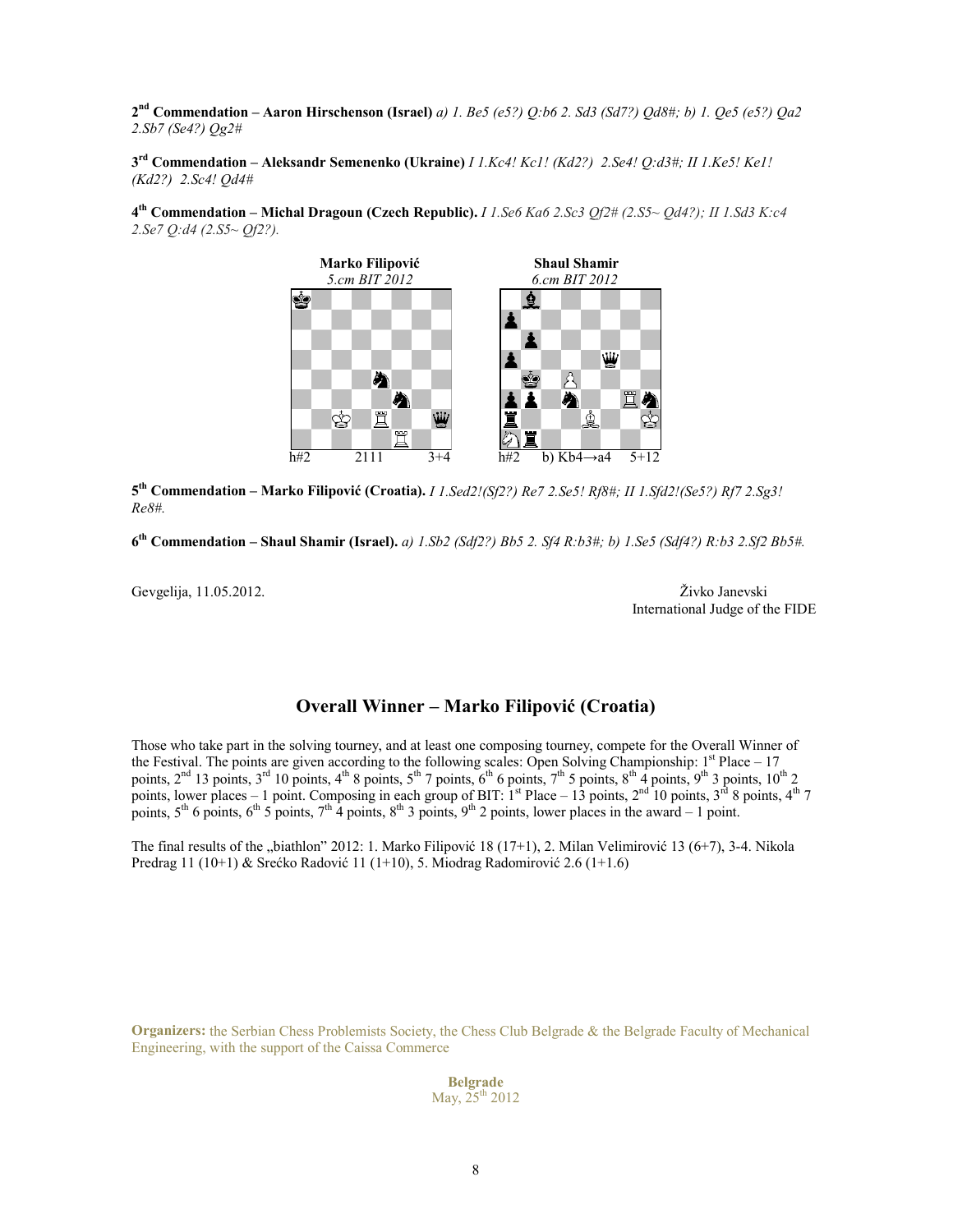**2nd Commendation – Aaron Hirschenson (Israel)** *a) 1. Be5 (e5?) Q:b6 2. Sd3 (Sd7?) Qd8#; b) 1. Qe5 (e5?) Qa2 2.Sb7 (Se4?) Qg2#*

**3rd Commendation – Aleksandr Semenenko (Ukraine)** *I 1.Kc4! Kc1! (Kd2?) 2.Se4! Q:d3#; II 1.Ke5! Ke1! (Kd2?) 2.Sc4! Qd4#*

**4th Commendation – Michal Dragoun (Czech Republic).** *I 1.Se6 Ka6 2.Sc3 Qf2# (2.S5~ Qd4?); II 1.Sd3 K:c4 2.Se7 Q:d4 (2.S5~ Qf2?).*

**Marko Filipović**
*5.cm BIT 2012*

h#2 2111 3+4

**Shaul Shamir**
*6.cm BIT 2012*

h#2 b) Kb4→a4 5+12

**5th Commendation – Marko Filipović (Croatia).** *I 1.Sed2!(Sf2?) Re7 2.Se5! Rf8#; II 1.Sfd2!(Se5?) Rf7 2.Sg3! Re8#.*

**6th Commendation – Shaul Shamir (Israel).** *a) 1.Sb2 (Sdf2?) Bb5 2. Sf4 R:b3#; b) 1.Se5 (Sdf4?) R:b3 2.Sf2 Bb5#.*

Gevgelija, 11.05.2012.

Živko Janevski
International Judge of the FIDE

## Overall Winner – Marko Filipović (Croatia)

Those who take part in the solving tourney, and at least one composing tourney, compete for the Overall Winner of the Festival. The points are given according to the following scales: Open Solving Championship: 1st Place – 17 points, 2nd 13 points, 3rd 10 points, 4th 8 points, 5th 7 points, 6th 6 points, 7th 5 points, 8th 4 points, 9th 3 points, 10th 2 points, lower places – 1 point. Composing in each group of BIT: 1st Place – 13 points, 2nd 10 points, 3rd 8 points, 4th 7 points, 5th 6 points, 6th 5 points, 7th 4 points, 8th 3 points, 9th 2 points, lower places in the award – 1 point.

The final results of the „biathlon" 2012: 1. Marko Filipović 18 (17+1), 2. Milan Velimirović 13 (6+7), 3-4. Nikola Predrag 11 (10+1) & Srećko Radović 11 (1+10), 5. Miodrag Radomirović 2.6 (1+1.6)

**Organizers:** the Serbian Chess Problemists Society, the Chess Club Belgrade & the Belgrade Faculty of Mechanical Engineering, with the support of the Caissa Commerce

**Belgrade**
May, 25th 2012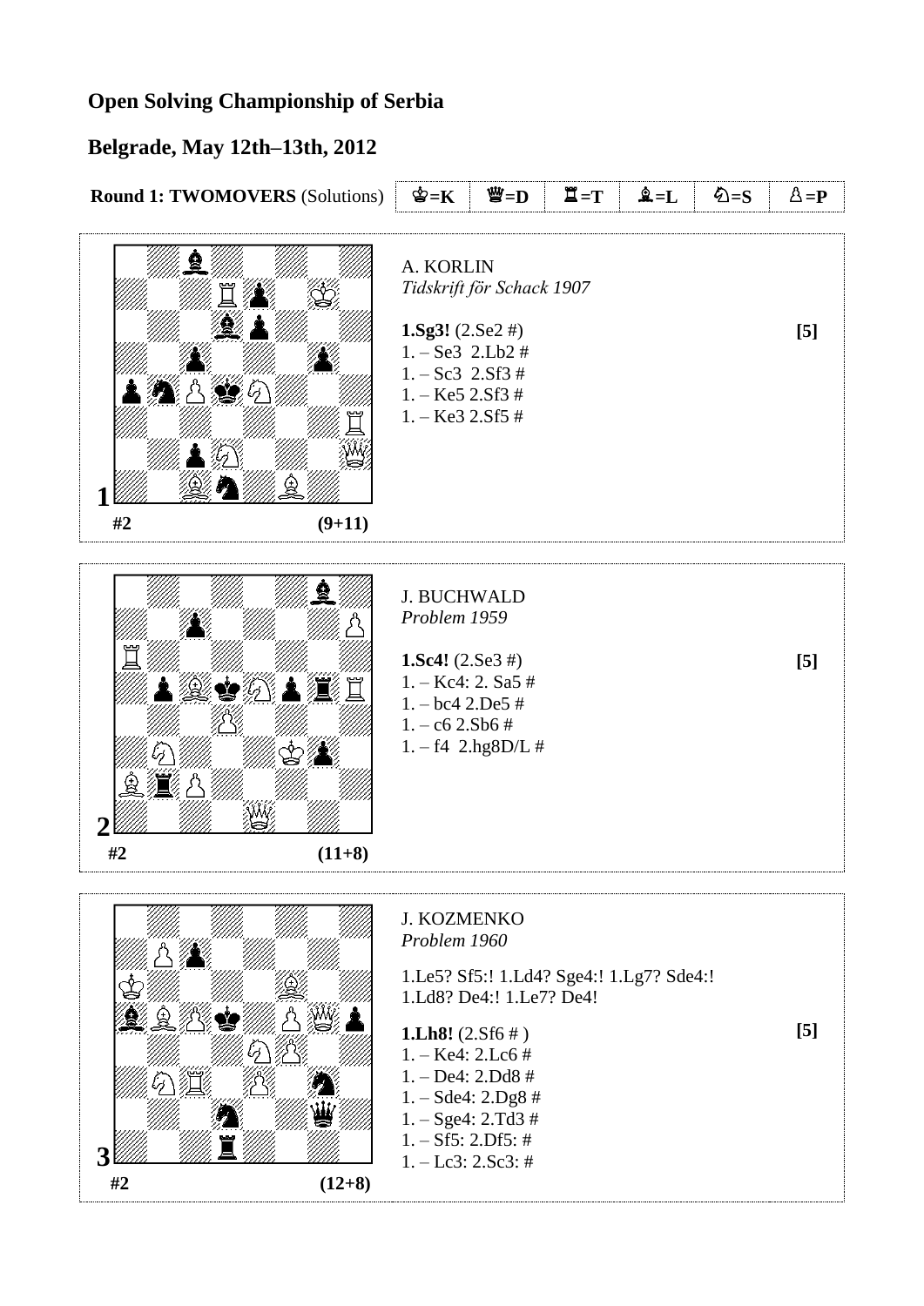## Open Solving Championship of Serbia

## Belgrade, May 12th–13th, 2012

**Round 1: TWOMOVERS** (Solutions) | ♔=K | ♕=D | ♖=T | ♗=L | ♘=S | ♙=P

---

**1**

#2 (9+11)

A. KORLIN
*Tidskrift för Schack 1907*

**1.Sg3!** (2.Se2 #) **[5]**
1. – Se3 2.Lb2 #
1. – Sc3 2.Sf3 #
1. – Ke5 2.Sf3 #
1. – Ke3 2.Sf5 #

---

**2**

#2 (11+8)

J. BUCHWALD
*Problem 1959*

**1.Sc4!** (2.Se3 #) **[5]**
1. – Kc4: 2. Sa5 #
1. – bc4 2.De5 #
1. – c6 2.Sb6 #
1. – f4 2.hg8D/L #

---

**3**

#2 (12+8)

J. KOZMENKO
*Problem 1960*

1.Le5? Sf5:! 1.Ld4? Sge4:! 1.Lg7? Sde4:!
1.Ld8? De4:! 1.Le7? De4!

**1.Lh8!** (2.Sf6 # ) **[5]**
1. – Ke4: 2.Lc6 #
1. – De4: 2.Dd8 #
1. – Sde4: 2.Dg8 #
1. – Sge4: 2.Td3 #
1. – Sf5: 2.Df5: #
1. – Lc3: 2.Sc3: #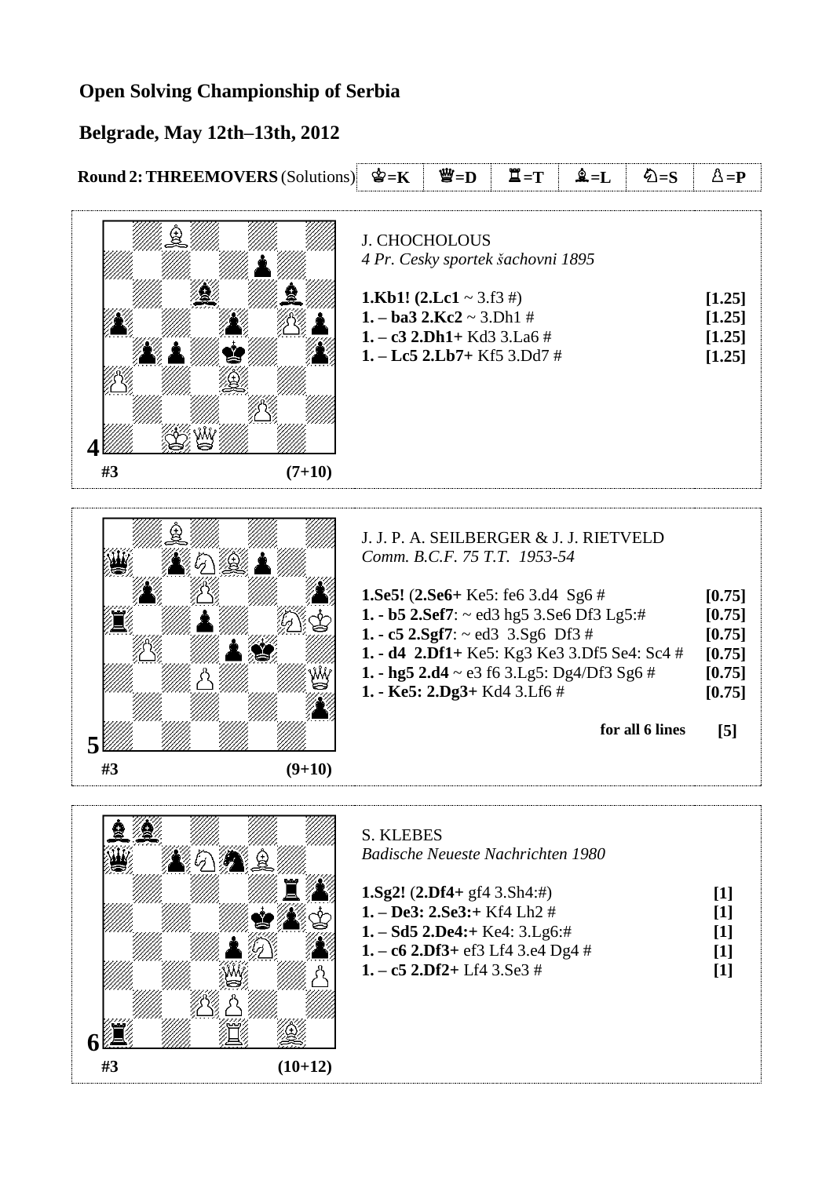## Open Solving Championship of Serbia

## Belgrade, May 12th–13th, 2012

**Round 2: THREEMOVERS** (Solutions) | ♔=K | ♕=D | ♖=T | ♗=L | ♘=S | ♙=P

---

**4**

**#3** **(7+10)**

J. CHOCHOLOUS
*4 Pr. Cesky sportek šachovni 1895*

| Solution | Points |
|---|---|
| **1.Kb1! (2.Lc1** ~ 3.f3 #) | **[1.25]** |
| **1. – ba3 2.Kc2** ~ 3.Dh1 # | **[1.25]** |
| **1. – c3 2.Dh1+** Kd3 3.La6 # | **[1.25]** |
| **1. – Lc5 2.Lb7+** Kf5 3.Dd7 # | **[1.25]** |

---

**5**

**#3** **(9+10)**

J. J. P. A. SEILBERGER & J. J. RIETVELD
*Comm. B.C.F. 75 T.T. 1953-54*

| Solution | Points |
|---|---|
| **1.Se5!** (**2.Se6+** Ke5: fe6 3.d4 Sg6 # | **[0.75]** |
| **1. - b5 2.Sef7**: ~ ed3 hg5 3.Se6 Df3 Lg5:# | **[0.75]** |
| **1. - c5 2.Sgf7**: ~ ed3 3.Sg6 Df3 # | **[0.75]** |
| **1. - d4 2.Df1+** Ke5: Kg3 Ke3 3.Df5 Se4: Sc4 # | **[0.75]** |
| **1. - hg5 2.d4** ~ e3 f6 3.Lg5: Dg4/Df3 Sg6 # | **[0.75]** |
| **1. - Ke5: 2.Dg3+** Kd4 3.Lf6 # | **[0.75]** |
| **for all 6 lines** | **[5]** |

---

**6**

**#3** **(10+12)**

S. KLEBES
*Badische Neueste Nachrichten 1980*

| Solution | Points |
|---|---|
| **1.Sg2!** (**2.Df4+** gf4 3.Sh4:#) | **[1]** |
| **1. – De3: 2.Se3:+** Kf4 Lh2 # | **[1]** |
| **1. – Sd5 2.De4:+** Ke4: 3.Lg6:# | **[1]** |
| **1. – c6 2.Df3+** ef3 Lf4 3.e4 Dg4 # | **[1]** |
| **1. – c5 2.Df2+** Lf4 3.Se3 # | **[1]** |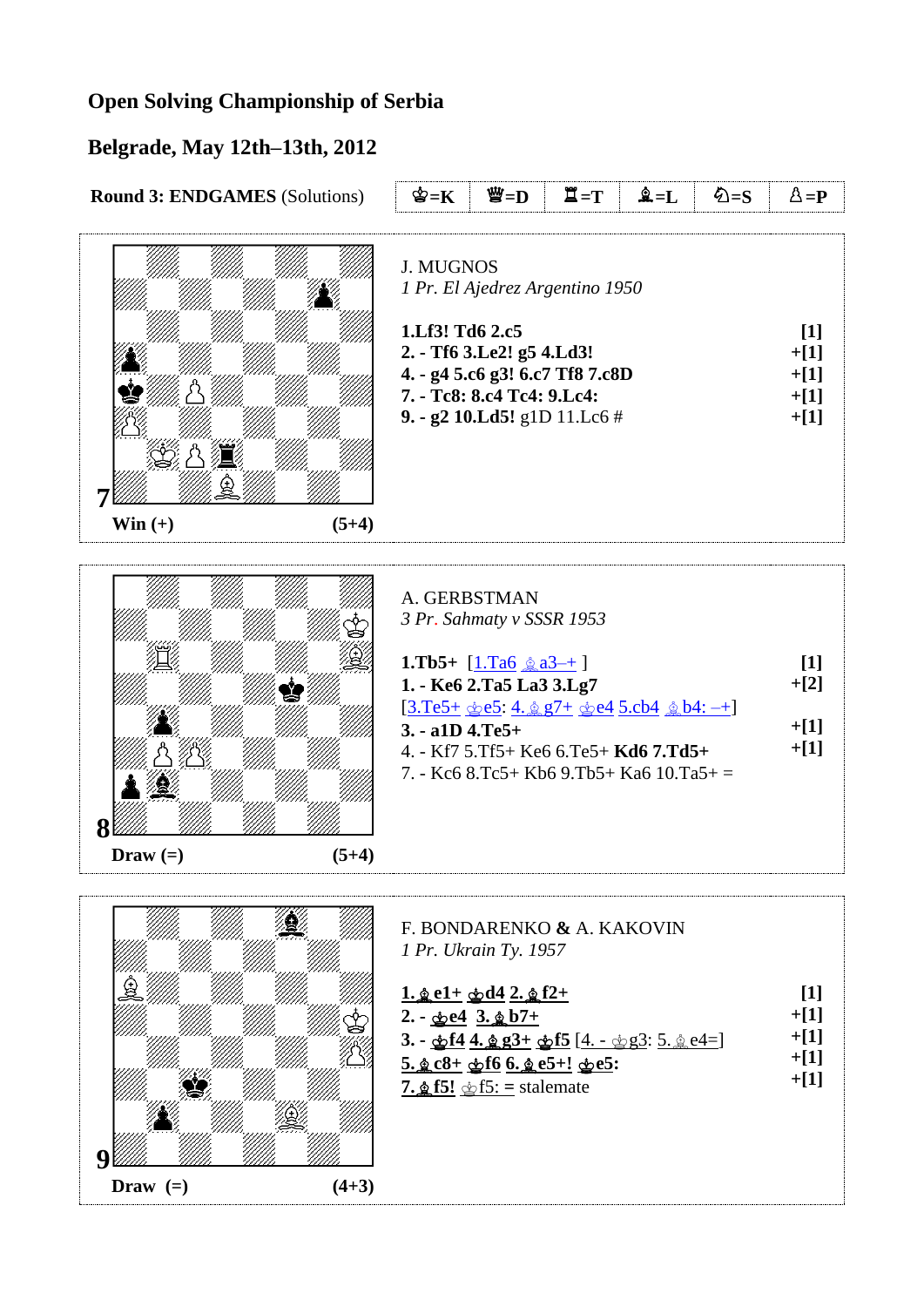# Open Solving Championship of Serbia

## Belgrade, May 12th–13th, 2012

**Round 3: ENDGAMES** (Solutions)

| ♔=K | ♕=D | ♖=T | ♗=L | ♘=S | ♙=P |
|---|---|---|---|---|---|

---

**7**

**Win (+)** **(5+4)**

J. MUGNOS
*1 Pr. El Ajedrez Argentino 1950*

| | |
|---|---|
| **1.Lf3! Td6 2.c5** | **[1]** |
| **2. - Tf6 3.Le2! g5 4.Ld3!** | **+[1]** |
| **4. - g4 5.c6 g3! 6.c7 Tf8 7.c8D** | **+[1]** |
| **7. - Tc8: 8.c4 Tc4: 9.Lc4:** | **+[1]** |
| **9. - g2 10.Ld5!** g1D 11.Lc6 # | **+[1]** |

---

**8**

**Draw (=)** **(5+4)**

A. GERBSTMAN
*3 Pr. Sahmaty v SSSR 1953*

| | |
|---|---|
| **1.Tb5+** [1.Ta6 ♗a3–+ ] | **[1]** |
| **1. - Ke6 2.Ta5 La3 3.Lg7** | **+[2]** |
| [3.Te5+ ♔e5: 4.♗g7+ ♔e4 5.cb4 ♗b4: –+] | |
| **3. - a1D 4.Te5+** | **+[1]** |
| 4. - Kf7 5.Tf5+ Ke6 6.Te5+ **Kd6 7.Td5+** | **+[1]** |
| 7. - Kc6 8.Tc5+ Kb6 9.Tb5+ Ka6 10.Ta5+ = | |

---

**9**

**Draw (=)** **(4+3)**

F. BONDARENKO **&** A. KAKOVIN
*1 Pr. Ukrain Ty. 1957*

| | |
|---|---|
| **1.♗e1+ ♔d4 2.♗f2+** | **[1]** |
| **2. - ♔e4 3.♗b7+** | **+[1]** |
| **3. - ♔f4 4.♗g3+ ♔f5** [4. - ♔g3: 5.♗e4=] | **+[1]** |
| **5.♗c8+ ♔f6 6.♗e5+! ♔e5:** | **+[1]** |
| **7.♗f5!** ♔f5: = stalemate | **+[1]** |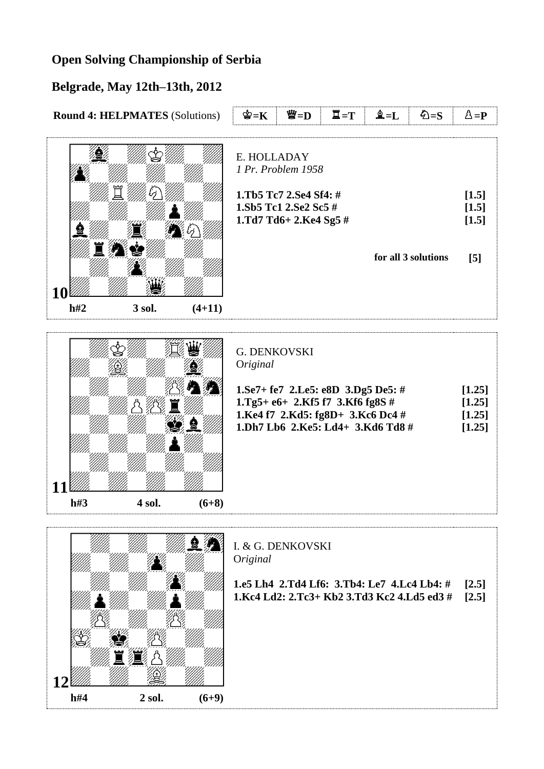**Open Solving Championship of Serbia**

**Belgrade, May 12th–13th, 2012**

**Round 4: HELPMATES** (Solutions)

| ♔=K | ♕=D | ♖=T | ♗=L | ♘=S | ♙=P |
|---|---|---|---|---|---|

---

**10**

h#2 — 3 sol. — (4+11)

E. HOLLADAY
*1 Pr. Problem 1958*

| Solution | Points |
|---|---|
| **1.Tb5 Tc7 2.Se4 Sf4: #** | **[1.5]** |
| **1.Sb5 Tc1 2.Se2 Sc5 #** | **[1.5]** |
| **1.Td7 Td6+ 2.Ke4 Sg5 #** | **[1.5]** |
| **for all 3 solutions** | **[5]** |

---

**11**

h#3 — 4 sol. — (6+8)

G. DENKOVSKI
*Original*

| Solution | Points |
|---|---|
| **1.Se7+ fe7 2.Le5: e8D 3.Dg5 De5: #** | **[1.25]** |
| **1.Tg5+ e6+ 2.Kf5 f7 3.Kf6 fg8S #** | **[1.25]** |
| **1.Ke4 f7 2.Kd5: fg8D+ 3.Kc6 Dc4 #** | **[1.25]** |
| **1.Dh7 Lb6 2.Ke5: Ld4+ 3.Kd6 Td8 #** | **[1.25]** |

---

**12**

h#4 — 2 sol. — (6+9)

I. & G. DENKOVSKI
*Original*

| Solution | Points |
|---|---|
| **1.e5 Lh4 2.Td4 Lf6: 3.Tb4: Le7 4.Lc4 Lb4: #** | **[2.5]** |
| **1.Kc4 Ld2: 2.Tc3+ Kb2 3.Td3 Kc2 4.Ld5 ed3 #** | **[2.5]** |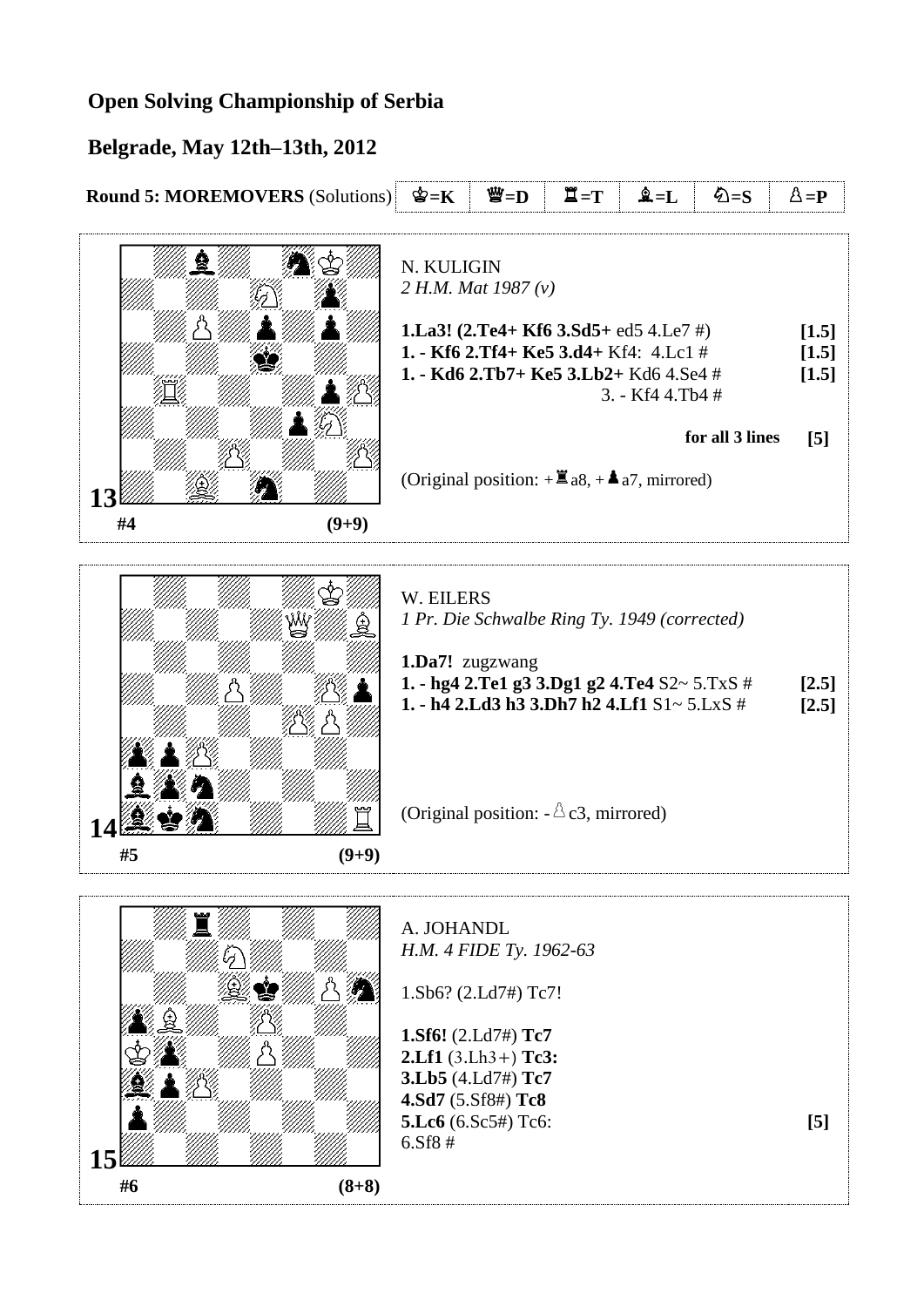**Open Solving Championship of Serbia**

**Belgrade, May 12th–13th, 2012**

**Round 5: MOREMOVERS** (Solutions) ♔=K ♕=D ♖=T ♗=L ♘=S ♙=P

**13**

#4 (9+9)

N. KULIGIN
*2 H.M. Mat 1987 (v)*

**1.La3! (2.Te4+ Kf6 3.Sd5+** ed5 4.Le7 #) **[1.5]**
**1. - Kf6 2.Tf4+ Ke5 3.d4+** Kf4: 4.Lc1 # **[1.5]**
**1. - Kd6 2.Tb7+ Ke5 3.Lb2+** Kd6 4.Se4 # **[1.5]**
3. - Kf4 4.Tb4 #

**for all 3 lines [5]**

(Original position: +♖a8, +♟a7, mirrored)

**14**

#5 (9+9)

W. EILERS
*1 Pr. Die Schwalbe Ring Ty. 1949 (corrected)*

**1.Da7!** zugzwang
**1. - hg4 2.Te1 g3 3.Dg1 g2 4.Te4** S2~ 5.TxS # **[2.5]**
**1. - h4 2.Ld3 h3 3.Dh7 h2 4.Lf1** S1~ 5.LxS # **[2.5]**

(Original position: - ♙c3, mirrored)

**15**

#6 (8+8)

A. JOHANDL
*H.M. 4 FIDE Ty. 1962-63*

1.Sb6? (2.Ld7#) Tc7!

**1.Sf6!** (2.Ld7#) **Tc7**
**2.Lf1** (3.Lh3+) **Tc3:**
**3.Lb5** (4.Ld7#) **Tc7**
**4.Sd7** (5.Sf8#) **Tc8**
**5.Lc6** (6.Sc5#) Tc6: **[5]**
6.Sf8 #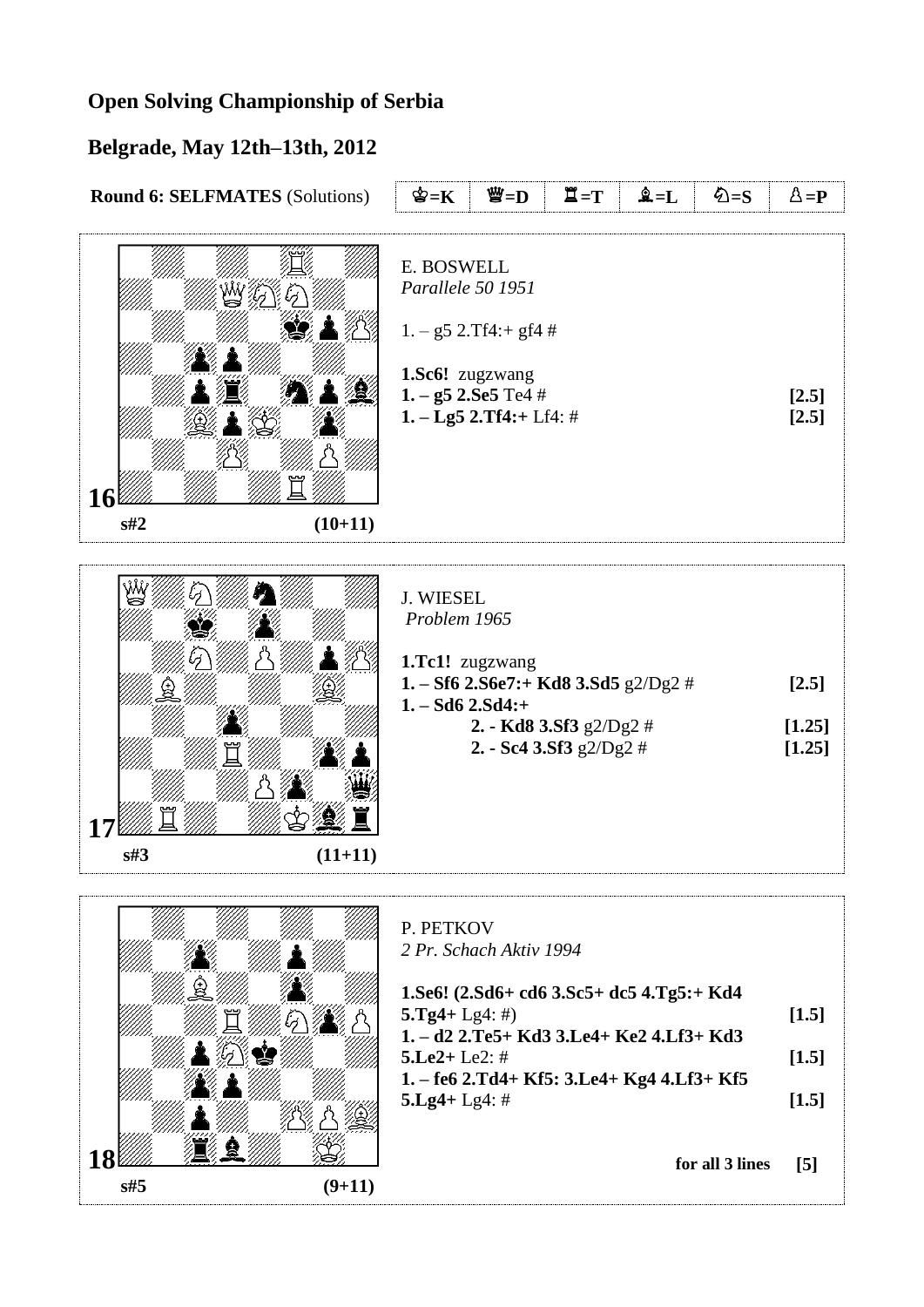# Open Solving Championship of Serbia

## Belgrade, May 12th–13th, 2012

**Round 6: SELFMATES** (Solutions) ♔=**K** ♕=**D** ♖=**T** ♗=**L** ♘=**S** ♙=**P**

**16**

s#2 (10+11)

E. BOSWELL
*Parallele 50 1951*

1. – g5 2.Tf4:+ gf4 #

**1.Sc6!** zugzwang
**1. – g5 2.Se5** Te4 # **[2.5]**
**1. – Lg5 2.Tf4:+** Lf4: # **[2.5]**

**17**

s#3 (11+11)

J. WIESEL
*Problem 1965*

**1.Tc1!** zugzwang
**1. – Sf6 2.S6e7:+ Kd8 3.Sd5** g2/Dg2 # **[2.5]**
**1. – Sd6 2.Sd4:+**
**2. - Kd8 3.Sf3** g2/Dg2 # **[1.25]**
**2. - Sc4 3.Sf3** g2/Dg2 # **[1.25]**

**18**

s#5 (9+11)

P. PETKOV
*2 Pr. Schach Aktiv 1994*

**1.Se6! (2.Sd6+ cd6 3.Sc5+ dc5 4.Tg5:+ Kd4 5.Tg4+** Lg4: #) **[1.5]**
**1. – d2 2.Te5+ Kd3 3.Le4+ Ke2 4.Lf3+ Kd3 5.Le2+** Le2: # **[1.5]**
**1. – fe6 2.Td4+ Kf5: 3.Le4+ Kg4 4.Lf3+ Kf5 5.Lg4+** Lg4: # **[1.5]**

**for all 3 lines [5]**